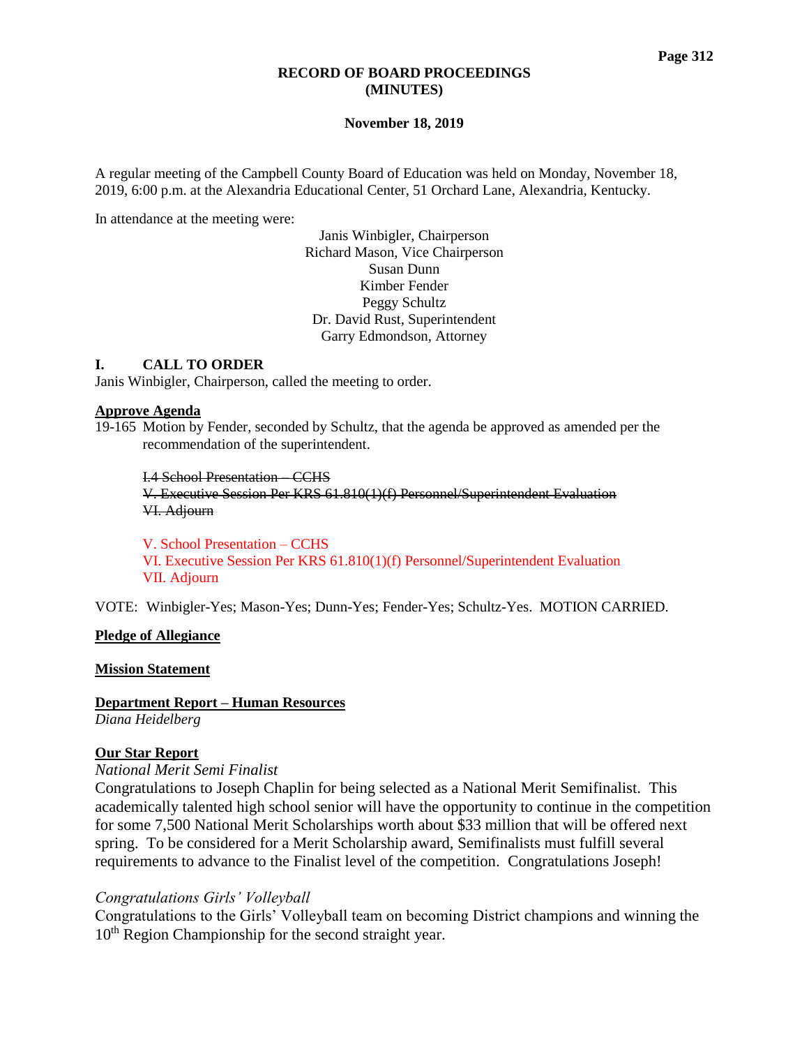# RECORD OF BOARD PROCEEDINGS
# (MINUTES)

**November 18, 2019**

A regular meeting of the Campbell County Board of Education was held on Monday, November 18, 2019, 6:00 p.m. at the Alexandria Educational Center, 51 Orchard Lane, Alexandria, Kentucky.

In attendance at the meeting were:

Janis Winbigler, Chairperson
Richard Mason, Vice Chairperson
Susan Dunn
Kimber Fender
Peggy Schultz
Dr. David Rust, Superintendent
Garry Edmondson, Attorney

## I. CALL TO ORDER

Janis Winbigler, Chairperson, called the meeting to order.

**Approve Agenda**

19-165 Motion by Fender, seconded by Schultz, that the agenda be approved as amended per the recommendation of the superintendent.

~~I.4 School Presentation – CCHS~~
~~V. Executive Session Per KRS 61.810(1)(f) Personnel/Superintendent Evaluation~~
~~VI. Adjourn~~

V. School Presentation – CCHS
VI. Executive Session Per KRS 61.810(1)(f) Personnel/Superintendent Evaluation
VII. Adjourn

VOTE: Winbigler-Yes; Mason-Yes; Dunn-Yes; Fender-Yes; Schultz-Yes. MOTION CARRIED.

**Pledge of Allegiance**

**Mission Statement**

**Department Report – Human Resources**
*Diana Heidelberg*

**Our Star Report**

*National Merit Semi Finalist*

Congratulations to Joseph Chaplin for being selected as a National Merit Semifinalist. This academically talented high school senior will have the opportunity to continue in the competition for some 7,500 National Merit Scholarships worth about $33 million that will be offered next spring. To be considered for a Merit Scholarship award, Semifinalists must fulfill several requirements to advance to the Finalist level of the competition. Congratulations Joseph!

*Congratulations Girls' Volleyball*

Congratulations to the Girls' Volleyball team on becoming District champions and winning the 10th Region Championship for the second straight year.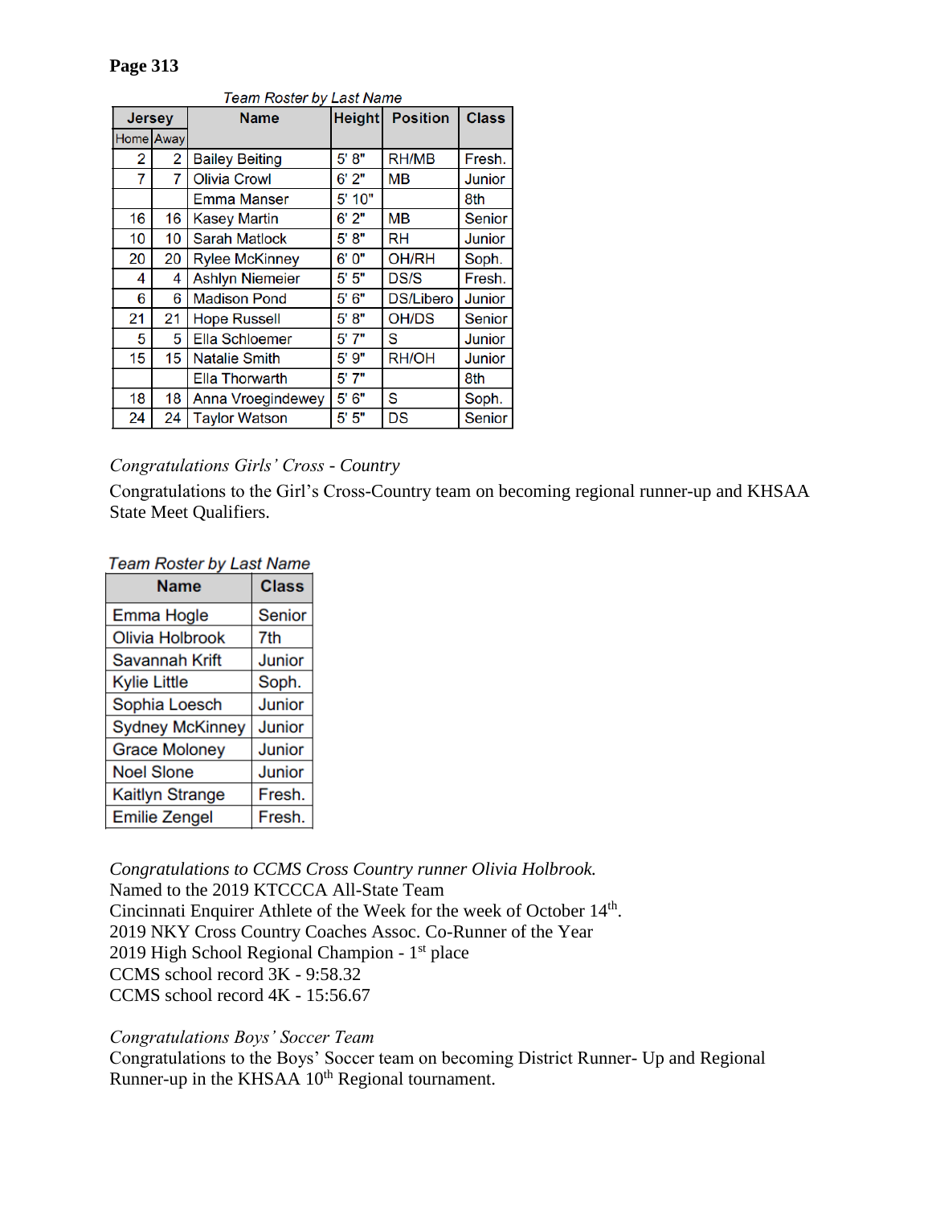Team Roster by Last Name

| Jersey | | Name | Height | Position | Class |
|---|---|---|---|---|---|
| Home | Away | | | | |
| 2 | 2 | Bailey Beiting | 5' 8" | RH/MB | Fresh. |
| 7 | 7 | Olivia Crowl | 6' 2" | MB | Junior |
| | | Emma Manser | 5' 10" | | 8th |
| 16 | 16 | Kasey Martin | 6' 2" | MB | Senior |
| 10 | 10 | Sarah Matlock | 5' 8" | RH | Junior |
| 20 | 20 | Rylee McKinney | 6' 0" | OH/RH | Soph. |
| 4 | 4 | Ashlyn Niemeier | 5' 5" | DS/S | Fresh. |
| 6 | 6 | Madison Pond | 5' 6" | DS/Libero | Junior |
| 21 | 21 | Hope Russell | 5' 8" | OH/DS | Senior |
| 5 | 5 | Ella Schloemer | 5' 7" | S | Junior |
| 15 | 15 | Natalie Smith | 5' 9" | RH/OH | Junior |
| | | Ella Thorwarth | 5' 7" | | 8th |
| 18 | 18 | Anna Vroegindewey | 5' 6" | S | Soph. |
| 24 | 24 | Taylor Watson | 5' 5" | DS | Senior |

*Congratulations Girls' Cross - Country*

Congratulations to the Girl's Cross-Country team on becoming regional runner-up and KHSAA State Meet Qualifiers.

Team Roster by Last Name

| Name | Class |
|---|---|
| Emma Hogle | Senior |
| Olivia Holbrook | 7th |
| Savannah Krift | Junior |
| Kylie Little | Soph. |
| Sophia Loesch | Junior |
| Sydney McKinney | Junior |
| Grace Moloney | Junior |
| Noel Slone | Junior |
| Kaitlyn Strange | Fresh. |
| Emilie Zengel | Fresh. |

*Congratulations to CCMS Cross Country runner Olivia Holbrook.*

Named to the 2019 KTCCCA All-State Team
Cincinnati Enquirer Athlete of the Week for the week of October 14th.
2019 NKY Cross Country Coaches Assoc. Co-Runner of the Year
2019 High School Regional Champion - 1st place
CCMS school record 3K - 9:58.32
CCMS school record 4K - 15:56.67

*Congratulations Boys' Soccer Team*

Congratulations to the Boys' Soccer team on becoming District Runner- Up and Regional Runner-up in the KHSAA 10th Regional tournament.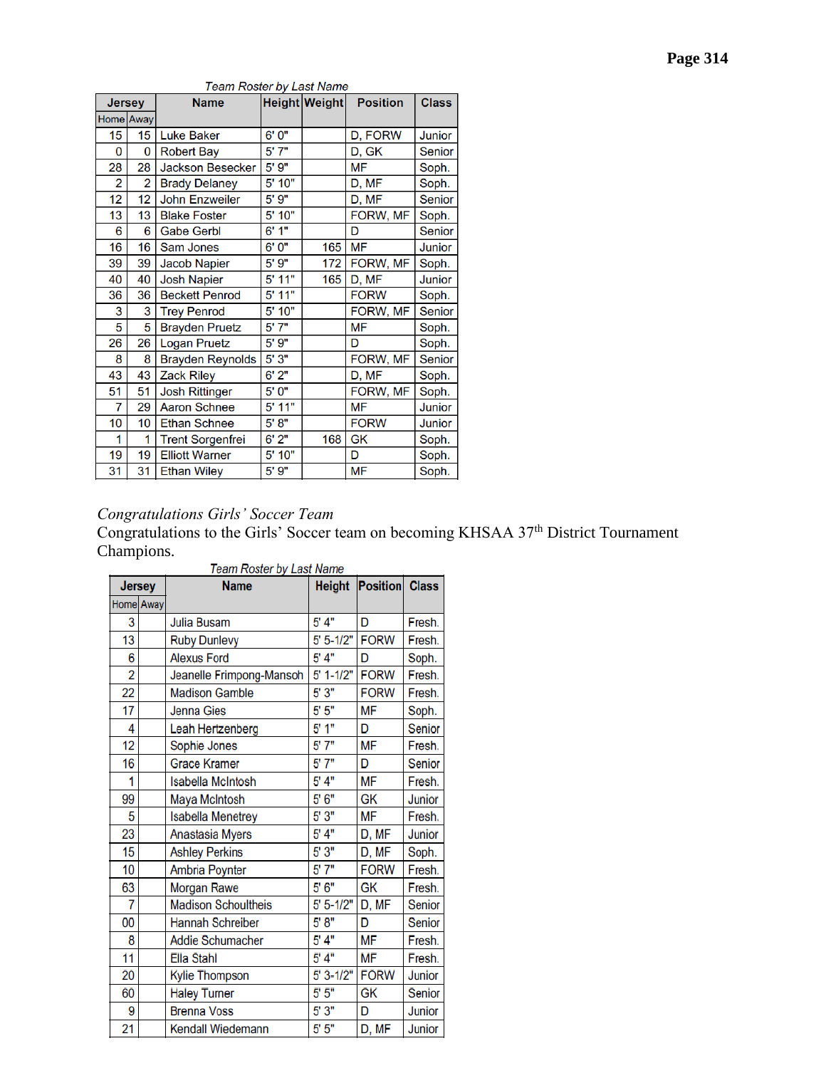Team Roster by Last Name

| Jersey | | Name | Height | Weight | Position | Class |
|---|---|---|---|---|---|---|
| Home | Away | | | | | |
| 15 | 15 | Luke Baker | 6' 0" | | D, FORW | Junior |
| 0 | 0 | Robert Bay | 5' 7" | | D, GK | Senior |
| 28 | 28 | Jackson Besecker | 5' 9" | | MF | Soph. |
| 2 | 2 | Brady Delaney | 5' 10" | | D, MF | Soph. |
| 12 | 12 | John Enzweiler | 5' 9" | | D, MF | Senior |
| 13 | 13 | Blake Foster | 5' 10" | | FORW, MF | Soph. |
| 6 | 6 | Gabe Gerbl | 6' 1" | | D | Senior |
| 16 | 16 | Sam Jones | 6' 0" | 165 | MF | Junior |
| 39 | 39 | Jacob Napier | 5' 9" | 172 | FORW, MF | Soph. |
| 40 | 40 | Josh Napier | 5' 11" | 165 | D, MF | Junior |
| 36 | 36 | Beckett Penrod | 5' 11" | | FORW | Soph. |
| 3 | 3 | Trey Penrod | 5' 10" | | FORW, MF | Senior |
| 5 | 5 | Brayden Pruetz | 5' 7" | | MF | Soph. |
| 26 | 26 | Logan Pruetz | 5' 9" | | D | Soph. |
| 8 | 8 | Brayden Reynolds | 5' 3" | | FORW, MF | Senior |
| 43 | 43 | Zack Riley | 6' 2" | | D, MF | Soph. |
| 51 | 51 | Josh Rittinger | 5' 0" | | FORW, MF | Soph. |
| 7 | 29 | Aaron Schnee | 5' 11" | | MF | Junior |
| 10 | 10 | Ethan Schnee | 5' 8" | | FORW | Junior |
| 1 | 1 | Trent Sorgenfrei | 6' 2" | 168 | GK | Soph. |
| 19 | 19 | Elliott Warner | 5' 10" | | D | Soph. |
| 31 | 31 | Ethan Wiley | 5' 9" | | MF | Soph. |

*Congratulations Girls' Soccer Team*

Congratulations to the Girls' Soccer team on becoming KHSAA 37th District Tournament Champions.

Team Roster by Last Name

| Jersey | | Name | Height | Position | Class |
|---|---|---|---|---|---|
| Home | Away | | | | |
| 3 | | Julia Busam | 5' 4" | D | Fresh. |
| 13 | | Ruby Dunlevy | 5' 5-1/2" | FORW | Fresh. |
| 6 | | Alexus Ford | 5' 4" | D | Soph. |
| 2 | | Jeanelle Frimpong-Mansoh | 5' 1-1/2" | FORW | Fresh. |
| 22 | | Madison Gamble | 5' 3" | FORW | Fresh. |
| 17 | | Jenna Gies | 5' 5" | MF | Soph. |
| 4 | | Leah Hertzenberg | 5' 1" | D | Senior |
| 12 | | Sophie Jones | 5' 7" | MF | Fresh. |
| 16 | | Grace Kramer | 5' 7" | D | Senior |
| 1 | | Isabella McIntosh | 5' 4" | MF | Fresh. |
| 99 | | Maya McIntosh | 5' 6" | GK | Junior |
| 5 | | Isabella Menetrey | 5' 3" | MF | Fresh. |
| 23 | | Anastasia Myers | 5' 4" | D, MF | Junior |
| 15 | | Ashley Perkins | 5' 3" | D, MF | Soph. |
| 10 | | Ambria Poynter | 5' 7" | FORW | Fresh. |
| 63 | | Morgan Rawe | 5' 6" | GK | Fresh. |
| 7 | | Madison Schoultheis | 5' 5-1/2" | D, MF | Senior |
| 00 | | Hannah Schreiber | 5' 8" | D | Senior |
| 8 | | Addie Schumacher | 5' 4" | MF | Fresh. |
| 11 | | Ella Stahl | 5' 4" | MF | Fresh. |
| 20 | | Kylie Thompson | 5' 3-1/2" | FORW | Junior |
| 60 | | Haley Turner | 5' 5" | GK | Senior |
| 9 | | Brenna Voss | 5' 3" | D | Junior |
| 21 | | Kendall Wiedemann | 5' 5" | D, MF | Junior |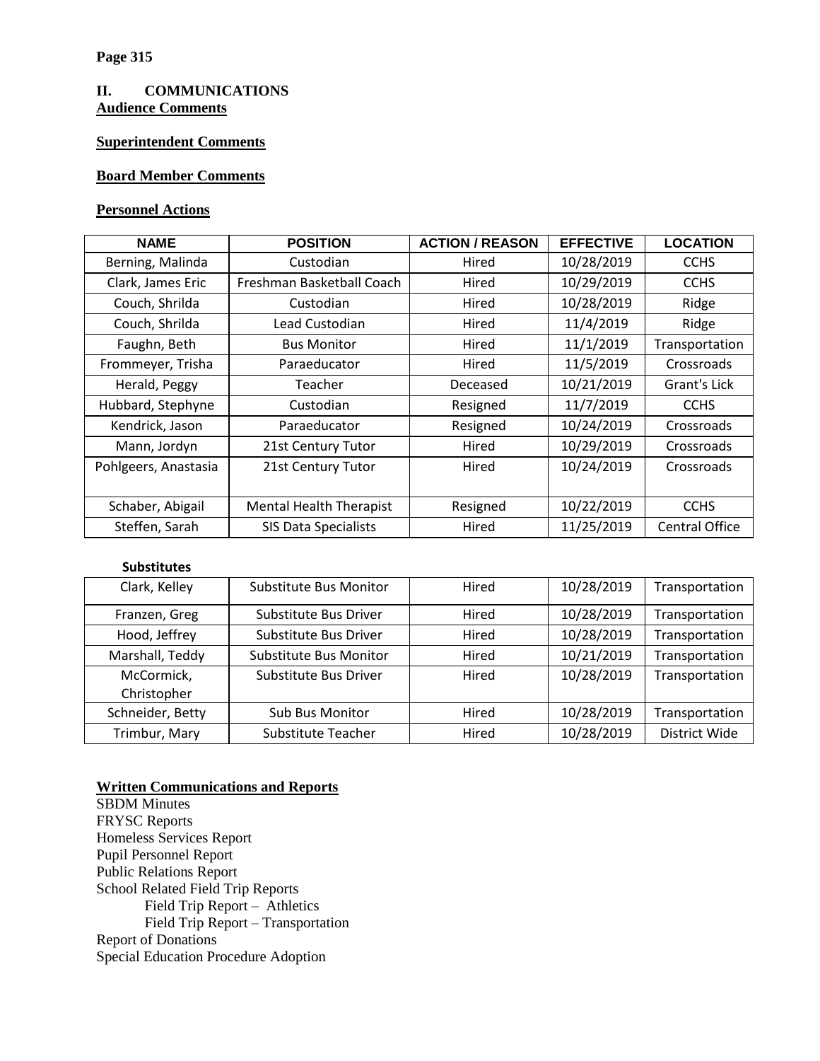## II. COMMUNICATIONS

**Audience Comments**

**Superintendent Comments**

**Board Member Comments**

**Personnel Actions**

| NAME | POSITION | ACTION / REASON | EFFECTIVE | LOCATION |
|---|---|---|---|---|
| Berning, Malinda | Custodian | Hired | 10/28/2019 | CCHS |
| Clark, James Eric | Freshman Basketball Coach | Hired | 10/29/2019 | CCHS |
| Couch, Shrilda | Custodian | Hired | 10/28/2019 | Ridge |
| Couch, Shrilda | Lead Custodian | Hired | 11/4/2019 | Ridge |
| Faughn, Beth | Bus Monitor | Hired | 11/1/2019 | Transportation |
| Frommeyer, Trisha | Paraeducator | Hired | 11/5/2019 | Crossroads |
| Herald, Peggy | Teacher | Deceased | 10/21/2019 | Grant's Lick |
| Hubbard, Stephyne | Custodian | Resigned | 11/7/2019 | CCHS |
| Kendrick, Jason | Paraeducator | Resigned | 10/24/2019 | Crossroads |
| Mann, Jordyn | 21st Century Tutor | Hired | 10/29/2019 | Crossroads |
| Pohlgeers, Anastasia | 21st Century Tutor | Hired | 10/24/2019 | Crossroads |
| Schaber, Abigail | Mental Health Therapist | Resigned | 10/22/2019 | CCHS |
| Steffen, Sarah | SIS Data Specialists | Hired | 11/25/2019 | Central Office |

**Substitutes**

| NAME | POSITION | ACTION / REASON | EFFECTIVE | LOCATION |
|---|---|---|---|---|
| Clark, Kelley | Substitute Bus Monitor | Hired | 10/28/2019 | Transportation |
| Franzen, Greg | Substitute Bus Driver | Hired | 10/28/2019 | Transportation |
| Hood, Jeffrey | Substitute Bus Driver | Hired | 10/28/2019 | Transportation |
| Marshall, Teddy | Substitute Bus Monitor | Hired | 10/21/2019 | Transportation |
| McCormick, Christopher | Substitute Bus Driver | Hired | 10/28/2019 | Transportation |
| Schneider, Betty | Sub Bus Monitor | Hired | 10/28/2019 | Transportation |
| Trimbur, Mary | Substitute Teacher | Hired | 10/28/2019 | District Wide |

**Written Communications and Reports**

SBDM Minutes
FRYSC Reports
Homeless Services Report
Pupil Personnel Report
Public Relations Report
School Related Field Trip Reports
- Field Trip Report – Athletics
- Field Trip Report – Transportation

Report of Donations
Special Education Procedure Adoption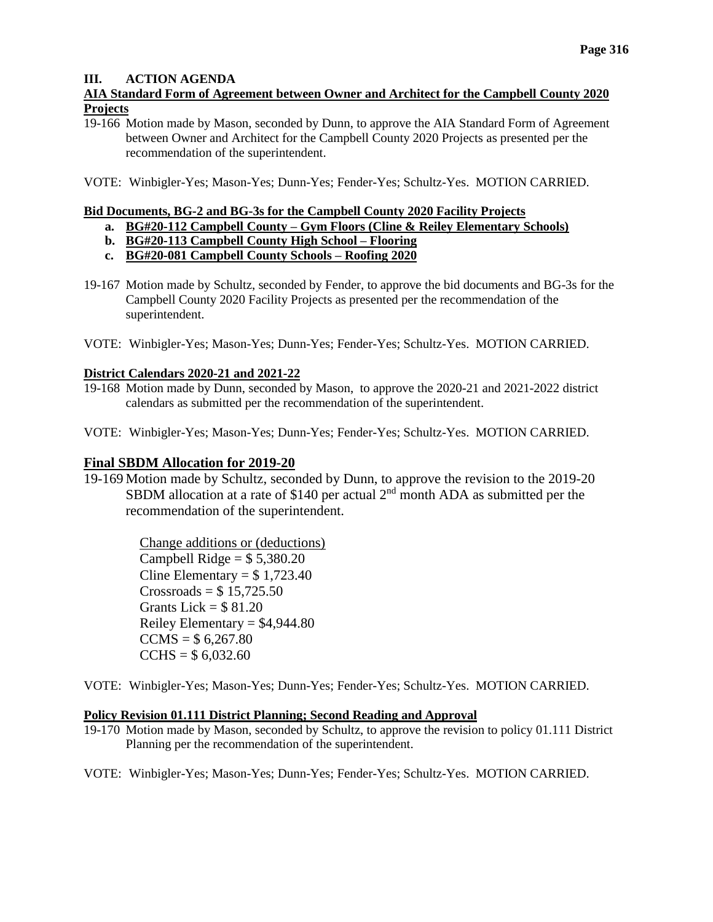## III. ACTION AGENDA

**AIA Standard Form of Agreement between Owner and Architect for the Campbell County 2020 Projects**

19-166 Motion made by Mason, seconded by Dunn, to approve the AIA Standard Form of Agreement between Owner and Architect for the Campbell County 2020 Projects as presented per the recommendation of the superintendent.

VOTE: Winbigler-Yes; Mason-Yes; Dunn-Yes; Fender-Yes; Schultz-Yes. MOTION CARRIED.

**Bid Documents, BG-2 and BG-3s for the Campbell County 2020 Facility Projects**

- **a. BG#20-112 Campbell County – Gym Floors (Cline & Reiley Elementary Schools)**
- **b. BG#20-113 Campbell County High School – Flooring**
- **c. BG#20-081 Campbell County Schools – Roofing 2020**

19-167 Motion made by Schultz, seconded by Fender, to approve the bid documents and BG-3s for the Campbell County 2020 Facility Projects as presented per the recommendation of the superintendent.

VOTE: Winbigler-Yes; Mason-Yes; Dunn-Yes; Fender-Yes; Schultz-Yes. MOTION CARRIED.

**District Calendars 2020-21 and 2021-22**

19-168 Motion made by Dunn, seconded by Mason, to approve the 2020-21 and 2021-2022 district calendars as submitted per the recommendation of the superintendent.

VOTE: Winbigler-Yes; Mason-Yes; Dunn-Yes; Fender-Yes; Schultz-Yes. MOTION CARRIED.

**Final SBDM Allocation for 2019-20**

19-169 Motion made by Schultz, seconded by Dunn, to approve the revision to the 2019-20 SBDM allocation at a rate of $140 per actual 2nd month ADA as submitted per the recommendation of the superintendent.

Change additions or (deductions)
Campbell Ridge = $ 5,380.20
Cline Elementary = $ 1,723.40
Crossroads = $ 15,725.50
Grants Lick = $ 81.20
Reiley Elementary = $4,944.80
CCMS = $ 6,267.80
CCHS = $ 6,032.60

VOTE: Winbigler-Yes; Mason-Yes; Dunn-Yes; Fender-Yes; Schultz-Yes. MOTION CARRIED.

**Policy Revision 01.111 District Planning; Second Reading and Approval**

19-170 Motion made by Mason, seconded by Schultz, to approve the revision to policy 01.111 District Planning per the recommendation of the superintendent.

VOTE: Winbigler-Yes; Mason-Yes; Dunn-Yes; Fender-Yes; Schultz-Yes. MOTION CARRIED.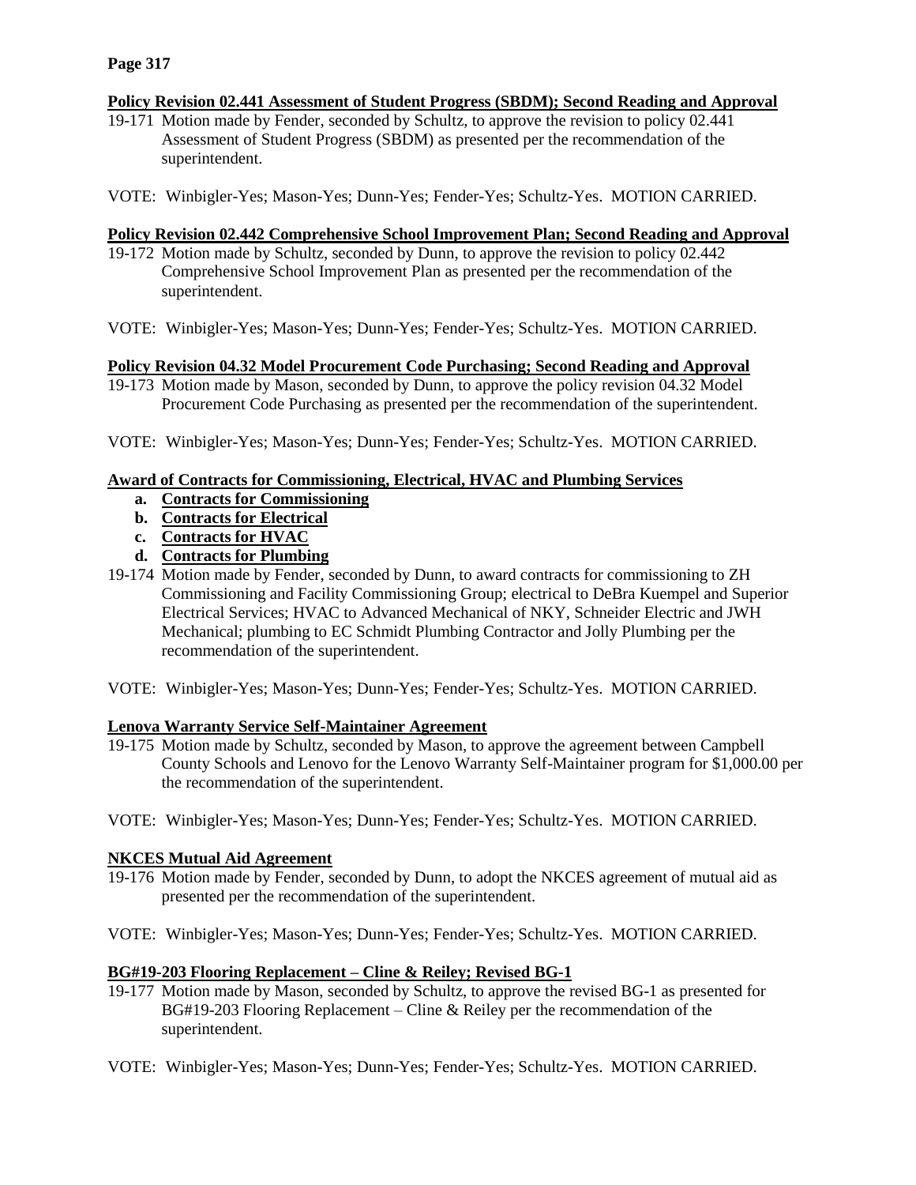**Policy Revision 02.441 Assessment of Student Progress (SBDM); Second Reading and Approval**

19-171 Motion made by Fender, seconded by Schultz, to approve the revision to policy 02.441 Assessment of Student Progress (SBDM) as presented per the recommendation of the superintendent.

VOTE: Winbigler-Yes; Mason-Yes; Dunn-Yes; Fender-Yes; Schultz-Yes. MOTION CARRIED.

**Policy Revision 02.442 Comprehensive School Improvement Plan; Second Reading and Approval**

19-172 Motion made by Schultz, seconded by Dunn, to approve the revision to policy 02.442 Comprehensive School Improvement Plan as presented per the recommendation of the superintendent.

VOTE: Winbigler-Yes; Mason-Yes; Dunn-Yes; Fender-Yes; Schultz-Yes. MOTION CARRIED.

**Policy Revision 04.32 Model Procurement Code Purchasing; Second Reading and Approval**

19-173 Motion made by Mason, seconded by Dunn, to approve the policy revision 04.32 Model Procurement Code Purchasing as presented per the recommendation of the superintendent.

VOTE: Winbigler-Yes; Mason-Yes; Dunn-Yes; Fender-Yes; Schultz-Yes. MOTION CARRIED.

**Award of Contracts for Commissioning, Electrical, HVAC and Plumbing Services**

a. **Contracts for Commissioning**
b. **Contracts for Electrical**
c. **Contracts for HVAC**
d. **Contracts for Plumbing**

19-174 Motion made by Fender, seconded by Dunn, to award contracts for commissioning to ZH Commissioning and Facility Commissioning Group; electrical to DeBra Kuempel and Superior Electrical Services; HVAC to Advanced Mechanical of NKY, Schneider Electric and JWH Mechanical; plumbing to EC Schmidt Plumbing Contractor and Jolly Plumbing per the recommendation of the superintendent.

VOTE: Winbigler-Yes; Mason-Yes; Dunn-Yes; Fender-Yes; Schultz-Yes. MOTION CARRIED.

**Lenova Warranty Service Self-Maintainer Agreement**

19-175 Motion made by Schultz, seconded by Mason, to approve the agreement between Campbell County Schools and Lenovo for the Lenovo Warranty Self-Maintainer program for $1,000.00 per the recommendation of the superintendent.

VOTE: Winbigler-Yes; Mason-Yes; Dunn-Yes; Fender-Yes; Schultz-Yes. MOTION CARRIED.

**NKCES Mutual Aid Agreement**

19-176 Motion made by Fender, seconded by Dunn, to adopt the NKCES agreement of mutual aid as presented per the recommendation of the superintendent.

VOTE: Winbigler-Yes; Mason-Yes; Dunn-Yes; Fender-Yes; Schultz-Yes. MOTION CARRIED.

**BG#19-203 Flooring Replacement – Cline & Reiley; Revised BG-1**

19-177 Motion made by Mason, seconded by Schultz, to approve the revised BG-1 as presented for BG#19-203 Flooring Replacement – Cline & Reiley per the recommendation of the superintendent.

VOTE: Winbigler-Yes; Mason-Yes; Dunn-Yes; Fender-Yes; Schultz-Yes. MOTION CARRIED.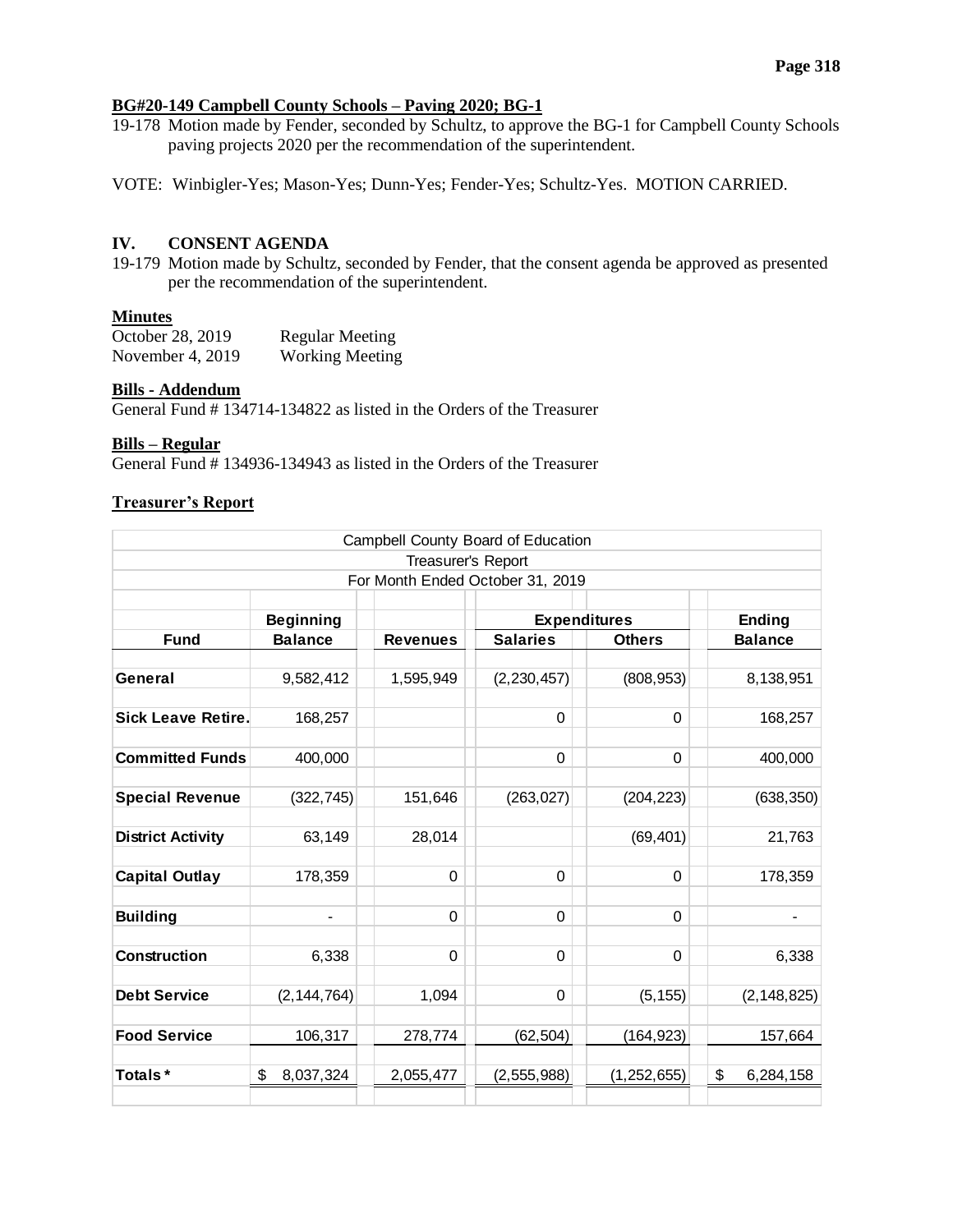**BG#20-149 Campbell County Schools – Paving 2020; BG-1**

19-178 Motion made by Fender, seconded by Schultz, to approve the BG-1 for Campbell County Schools paving projects 2020 per the recommendation of the superintendent.

VOTE: Winbigler-Yes; Mason-Yes; Dunn-Yes; Fender-Yes; Schultz-Yes. MOTION CARRIED.

## IV. CONSENT AGENDA

19-179 Motion made by Schultz, seconded by Fender, that the consent agenda be approved as presented per the recommendation of the superintendent.

**Minutes**

October 28, 2019 Regular Meeting
November 4, 2019 Working Meeting

**Bills - Addendum**

General Fund # 134714-134822 as listed in the Orders of the Treasurer

**Bills – Regular**

General Fund # 134936-134943 as listed in the Orders of the Treasurer

**Treasurer's Report**

Campbell County Board of Education
Treasurer's Report
For Month Ended October 31, 2019

| Fund | Beginning Balance | Revenues | Expenditures Salaries | Expenditures Others | Ending Balance |
|---|---|---|---|---|---|
| General | 9,582,412 | 1,595,949 | (2,230,457) | (808,953) | 8,138,951 |
| Sick Leave Retire. | 168,257 | | 0 | 0 | 168,257 |
| Committed Funds | 400,000 | | 0 | 0 | 400,000 |
| Special Revenue | (322,745) | 151,646 | (263,027) | (204,223) | (638,350) |
| District Activity | 63,149 | 28,014 | | (69,401) | 21,763 |
| Capital Outlay | 178,359 | 0 | 0 | 0 | 178,359 |
| Building | - | 0 | 0 | 0 | - |
| Construction | 6,338 | 0 | 0 | 0 | 6,338 |
| Debt Service | (2,144,764) | 1,094 | 0 | (5,155) | (2,148,825) |
| Food Service | 106,317 | 278,774 | (62,504) | (164,923) | 157,664 |
| Totals * | $ 8,037,324 | 2,055,477 | (2,555,988) | (1,252,655) | $ 6,284,158 |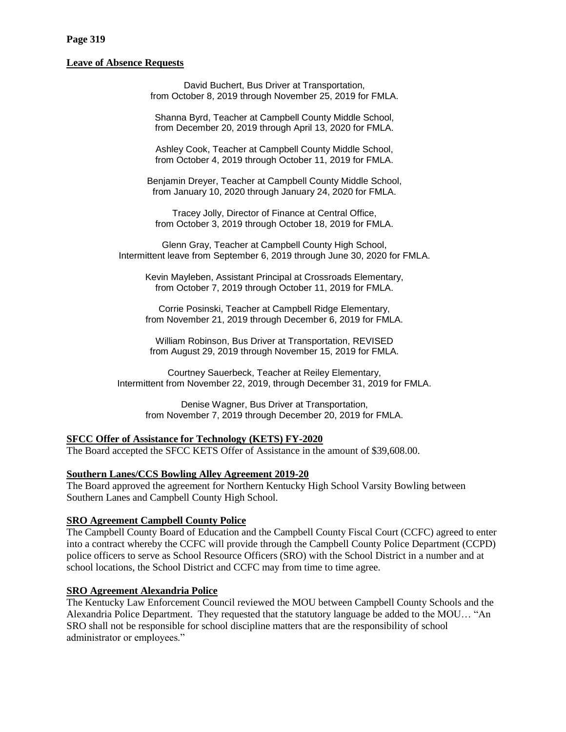**Leave of Absence Requests**

David Buchert, Bus Driver at Transportation,
from October 8, 2019 through November 25, 2019 for FMLA.

Shanna Byrd, Teacher at Campbell County Middle School,
from December 20, 2019 through April 13, 2020 for FMLA.

Ashley Cook, Teacher at Campbell County Middle School,
from October 4, 2019 through October 11, 2019 for FMLA.

Benjamin Dreyer, Teacher at Campbell County Middle School,
from January 10, 2020 through January 24, 2020 for FMLA.

Tracey Jolly, Director of Finance at Central Office,
from October 3, 2019 through October 18, 2019 for FMLA.

Glenn Gray, Teacher at Campbell County High School,
Intermittent leave from September 6, 2019 through June 30, 2020 for FMLA.

Kevin Mayleben, Assistant Principal at Crossroads Elementary,
from October 7, 2019 through October 11, 2019 for FMLA.

Corrie Posinski, Teacher at Campbell Ridge Elementary,
from November 21, 2019 through December 6, 2019 for FMLA.

William Robinson, Bus Driver at Transportation, REVISED
from August 29, 2019 through November 15, 2019 for FMLA.

Courtney Sauerbeck, Teacher at Reiley Elementary,
Intermittent from November 22, 2019, through December 31, 2019 for FMLA.

Denise Wagner, Bus Driver at Transportation,
from November 7, 2019 through December 20, 2019 for FMLA.

**SFCC Offer of Assistance for Technology (KETS) FY-2020**

The Board accepted the SFCC KETS Offer of Assistance in the amount of $39,608.00.

**Southern Lanes/CCS Bowling Alley Agreement 2019-20**

The Board approved the agreement for Northern Kentucky High School Varsity Bowling between Southern Lanes and Campbell County High School.

**SRO Agreement Campbell County Police**

The Campbell County Board of Education and the Campbell County Fiscal Court (CCFC) agreed to enter into a contract whereby the CCFC will provide through the Campbell County Police Department (CCPD) police officers to serve as School Resource Officers (SRO) with the School District in a number and at school locations, the School District and CCFC may from time to time agree.

**SRO Agreement Alexandria Police**

The Kentucky Law Enforcement Council reviewed the MOU between Campbell County Schools and the Alexandria Police Department. They requested that the statutory language be added to the MOU… "An SRO shall not be responsible for school discipline matters that are the responsibility of school administrator or employees."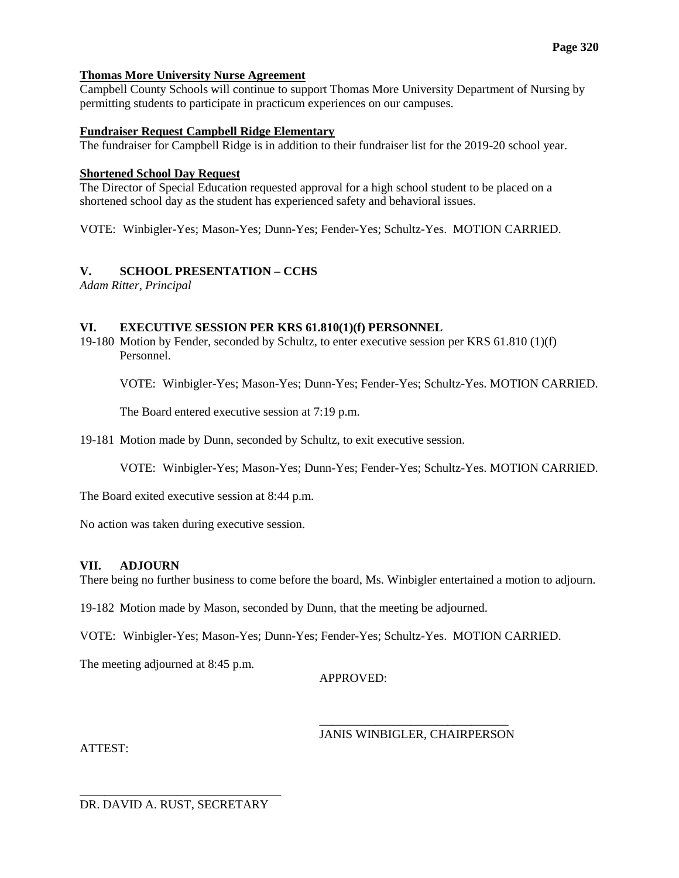**Thomas More University Nurse Agreement**

Campbell County Schools will continue to support Thomas More University Department of Nursing by permitting students to participate in practicum experiences on our campuses.

**Fundraiser Request Campbell Ridge Elementary**

The fundraiser for Campbell Ridge is in addition to their fundraiser list for the 2019-20 school year.

**Shortened School Day Request**

The Director of Special Education requested approval for a high school student to be placed on a shortened school day as the student has experienced safety and behavioral issues.

VOTE: Winbigler-Yes; Mason-Yes; Dunn-Yes; Fender-Yes; Schultz-Yes. MOTION CARRIED.

## V. SCHOOL PRESENTATION – CCHS

*Adam Ritter, Principal*

## VI. EXECUTIVE SESSION PER KRS 61.810(1)(f) PERSONNEL

19-180 Motion by Fender, seconded by Schultz, to enter executive session per KRS 61.810 (1)(f) Personnel.

VOTE: Winbigler-Yes; Mason-Yes; Dunn-Yes; Fender-Yes; Schultz-Yes. MOTION CARRIED.

The Board entered executive session at 7:19 p.m.

19-181 Motion made by Dunn, seconded by Schultz, to exit executive session.

VOTE: Winbigler-Yes; Mason-Yes; Dunn-Yes; Fender-Yes; Schultz-Yes. MOTION CARRIED.

The Board exited executive session at 8:44 p.m.

No action was taken during executive session.

## VII. ADJOURN

There being no further business to come before the board, Ms. Winbigler entertained a motion to adjourn.

19-182 Motion made by Mason, seconded by Dunn, that the meeting be adjourned.

VOTE: Winbigler-Yes; Mason-Yes; Dunn-Yes; Fender-Yes; Schultz-Yes. MOTION CARRIED.

The meeting adjourned at 8:45 p.m.

APPROVED:

\_\_\_\_\_\_\_\_\_\_\_\_\_\_\_\_\_\_\_\_\_\_\_\_\_\_\_\_\_\_\_\_
JANIS WINBIGLER, CHAIRPERSON

ATTEST:

\_\_\_\_\_\_\_\_\_\_\_\_\_\_\_\_\_\_\_\_\_\_\_\_\_\_\_\_\_\_\_\_\_\_
DR. DAVID A. RUST, SECRETARY